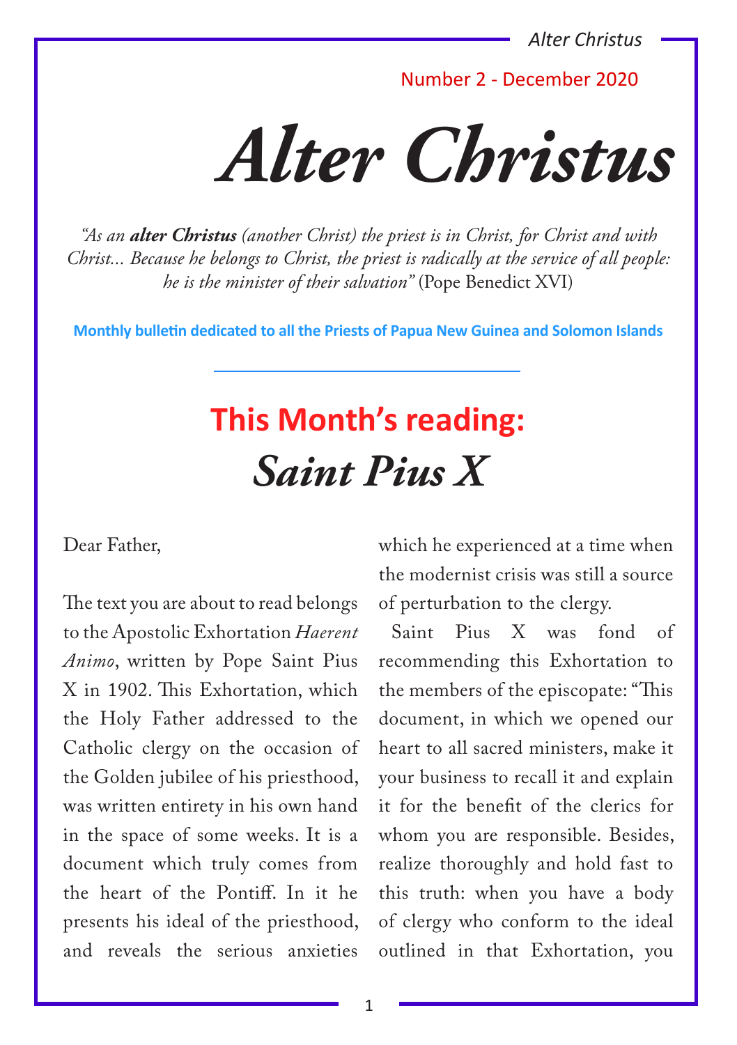Number 2 - December 2020

# *Alter Christus*

*"As an **alter Christus** (another Christ) the priest is in Christ, for Christ and with Christ... Because he belongs to Christ, the priest is radically at the service of all people: he is the minister of their salvation"* (Pope Benedict XVI)

**Monthly bulletin dedicated to all the Priests of Papua New Guinea and Solomon Islands**

## This Month's reading:

## *Saint Pius X*

Dear Father,

The text you are about to read belongs to the Apostolic Exhortation *Haerent Animo*, written by Pope Saint Pius X in 1902. This Exhortation, which the Holy Father addressed to the Catholic clergy on the occasion of the Golden jubilee of his priesthood, was written entirety in his own hand in the space of some weeks. It is a document which truly comes from the heart of the Pontiff. In it he presents his ideal of the priesthood, and reveals the serious anxieties which he experienced at a time when the modernist crisis was still a source of perturbation to the clergy.

Saint Pius X was fond of recommending this Exhortation to the members of the episcopate: "This document, in which we opened our heart to all sacred ministers, make it your business to recall it and explain it for the benefit of the clerics for whom you are responsible. Besides, realize thoroughly and hold fast to this truth: when you have a body of clergy who conform to the ideal outlined in that Exhortation, you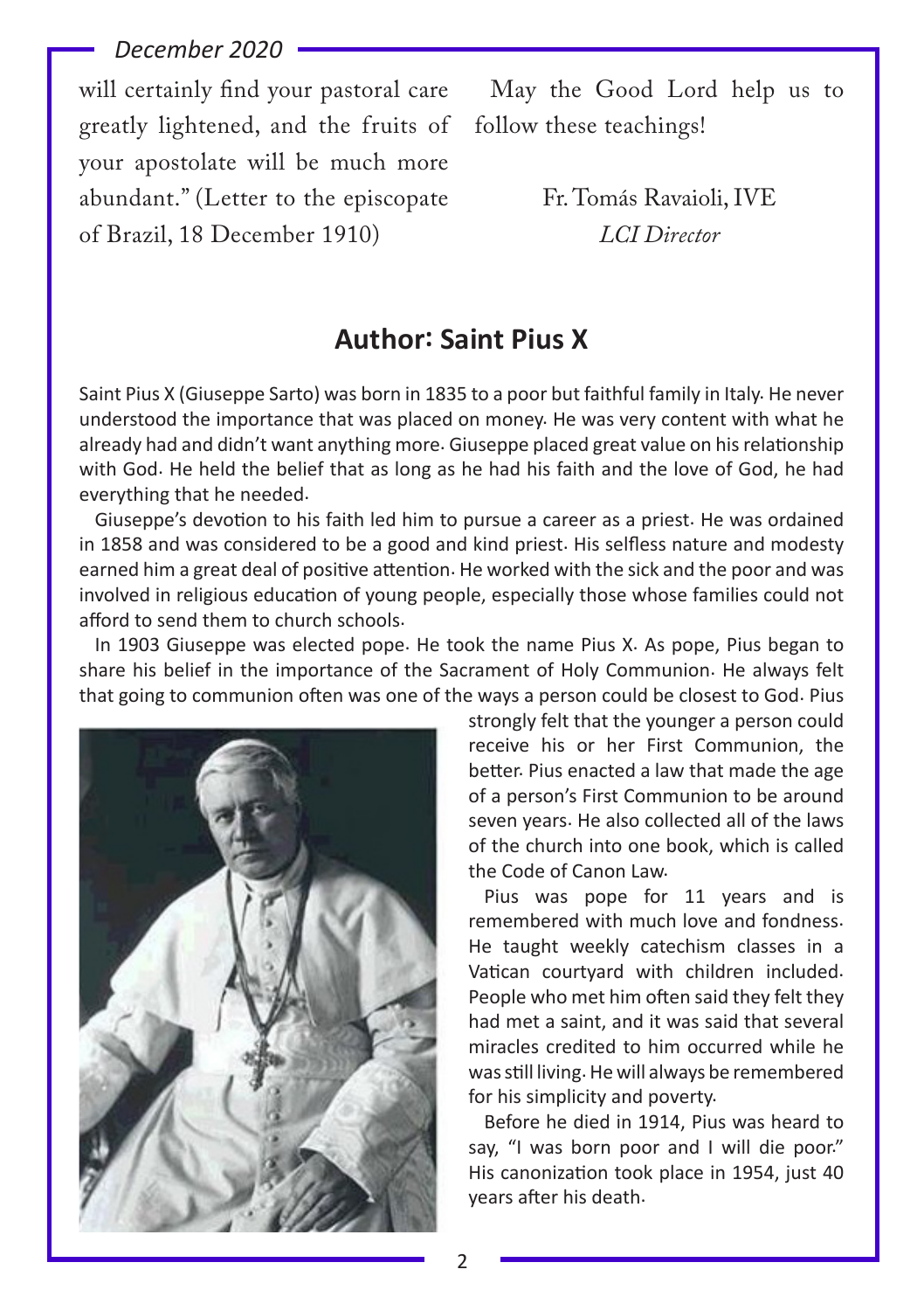will certainly find your pastoral care greatly lightened, and the fruits of your apostolate will be much more abundant." (Letter to the episcopate of Brazil, 18 December 1910)

May the Good Lord help us to follow these teachings!

Fr. Tomás Ravaioli, IVE
*LCI Director*

## Author: Saint Pius X

Saint Pius X (Giuseppe Sarto) was born in 1835 to a poor but faithful family in Italy. He never understood the importance that was placed on money. He was very content with what he already had and didn't want anything more. Giuseppe placed great value on his relationship with God. He held the belief that as long as he had his faith and the love of God, he had everything that he needed.

Giuseppe's devotion to his faith led him to pursue a career as a priest. He was ordained in 1858 and was considered to be a good and kind priest. His selfless nature and modesty earned him a great deal of positive attention. He worked with the sick and the poor and was involved in religious education of young people, especially those whose families could not afford to send them to church schools.

In 1903 Giuseppe was elected pope. He took the name Pius X. As pope, Pius began to share his belief in the importance of the Sacrament of Holy Communion. He always felt that going to communion often was one of the ways a person could be closest to God. Pius strongly felt that the younger a person could receive his or her First Communion, the better. Pius enacted a law that made the age of a person's First Communion to be around seven years. He also collected all of the laws of the church into one book, which is called the Code of Canon Law.

Pius was pope for 11 years and is remembered with much love and fondness. He taught weekly catechism classes in a Vatican courtyard with children included. People who met him often said they felt they had met a saint, and it was said that several miracles credited to him occurred while he was still living. He will always be remembered for his simplicity and poverty.

Before he died in 1914, Pius was heard to say, "I was born poor and I will die poor." His canonization took place in 1954, just 40 years after his death.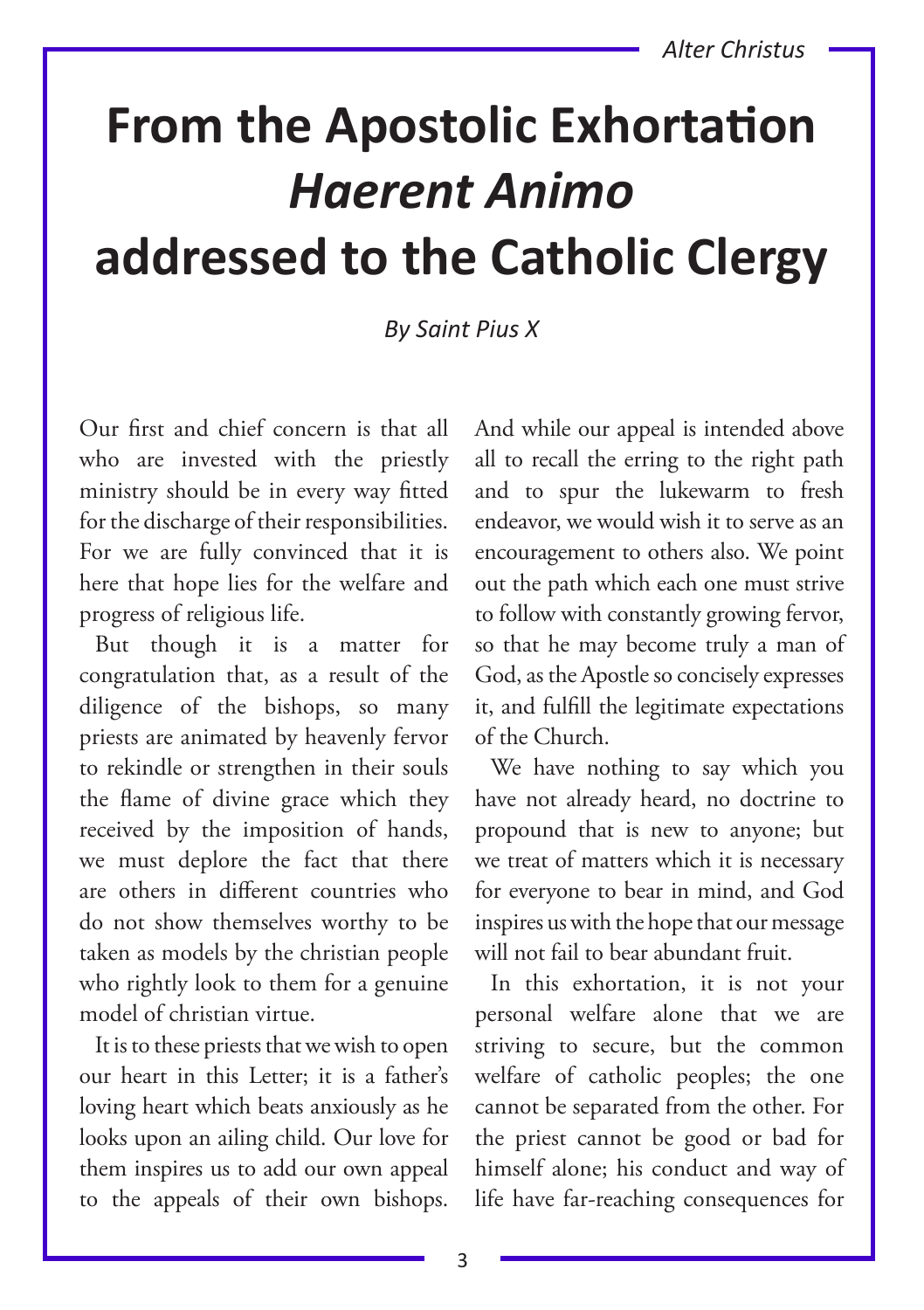# From the Apostolic Exhortation *Haerent Animo* addressed to the Catholic Clergy

*By Saint Pius X*

Our first and chief concern is that all who are invested with the priestly ministry should be in every way fitted for the discharge of their responsibilities. For we are fully convinced that it is here that hope lies for the welfare and progress of religious life.

But though it is a matter for congratulation that, as a result of the diligence of the bishops, so many priests are animated by heavenly fervor to rekindle or strengthen in their souls the flame of divine grace which they received by the imposition of hands, we must deplore the fact that there are others in different countries who do not show themselves worthy to be taken as models by the christian people who rightly look to them for a genuine model of christian virtue.

It is to these priests that we wish to open our heart in this Letter; it is a father's loving heart which beats anxiously as he looks upon an ailing child. Our love for them inspires us to add our own appeal to the appeals of their own bishops. And while our appeal is intended above all to recall the erring to the right path and to spur the lukewarm to fresh endeavor, we would wish it to serve as an encouragement to others also. We point out the path which each one must strive to follow with constantly growing fervor, so that he may become truly a man of God, as the Apostle so concisely expresses it, and fulfill the legitimate expectations of the Church.

We have nothing to say which you have not already heard, no doctrine to propound that is new to anyone; but we treat of matters which it is necessary for everyone to bear in mind, and God inspires us with the hope that our message will not fail to bear abundant fruit.

In this exhortation, it is not your personal welfare alone that we are striving to secure, but the common welfare of catholic peoples; the one cannot be separated from the other. For the priest cannot be good or bad for himself alone; his conduct and way of life have far-reaching consequences for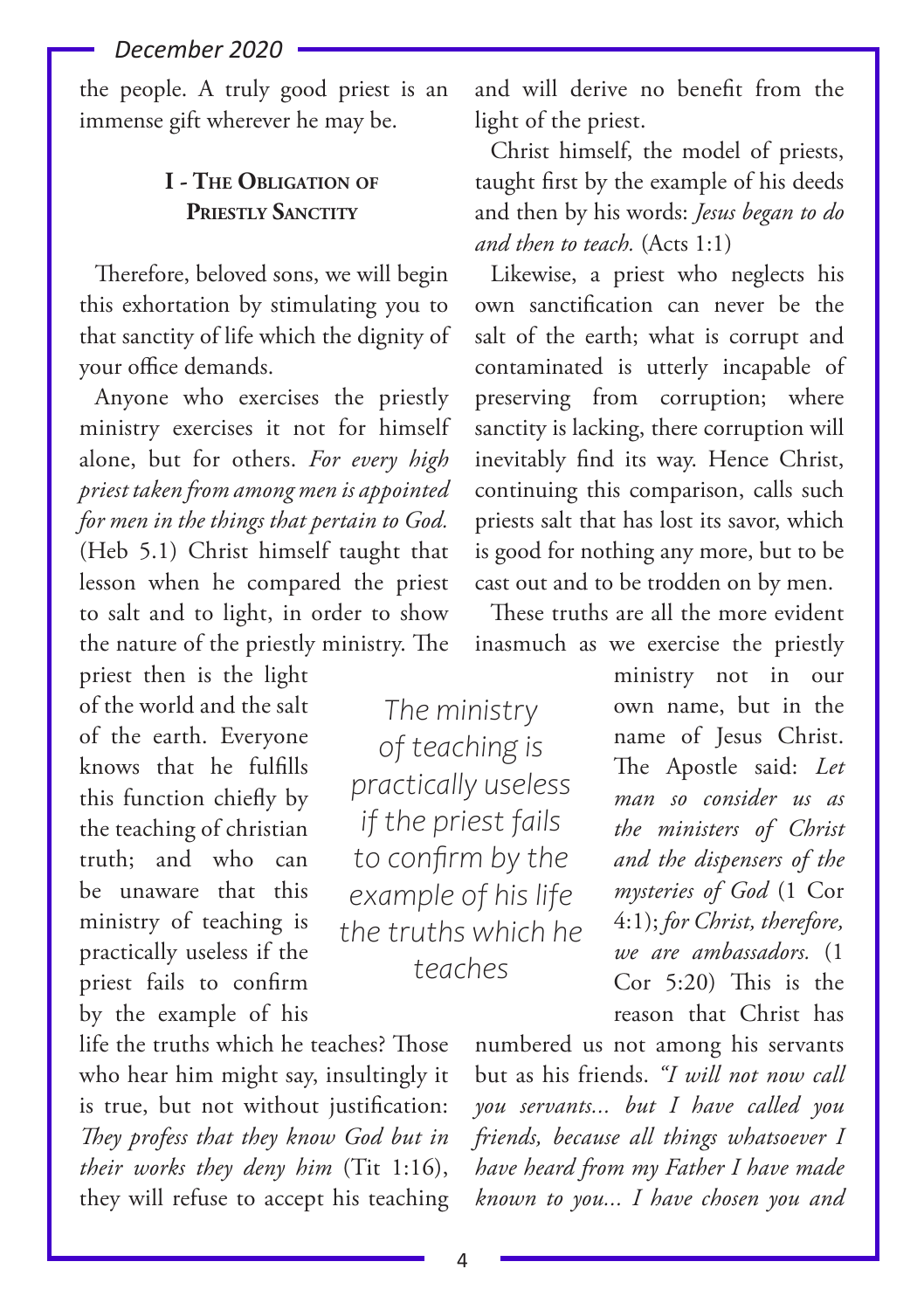the people. A truly good priest is an immense gift wherever he may be.

## I - The Obligation of Priestly Sanctity

Therefore, beloved sons, we will begin this exhortation by stimulating you to that sanctity of life which the dignity of your office demands.

Anyone who exercises the priestly ministry exercises it not for himself alone, but for others. *For every high priest taken from among men is appointed for men in the things that pertain to God.* (Heb 5.1) Christ himself taught that lesson when he compared the priest to salt and to light, in order to show the nature of the priestly ministry. The priest then is the light of the world and the salt of the earth. Everyone knows that he fulfills this function chiefly by the teaching of christian truth; and who can be unaware that this ministry of teaching is practically useless if the priest fails to confirm by the example of his life the truths which he teaches? Those who hear him might say, insultingly it is true, but not without justification: *They profess that they know God but in their works they deny him* (Tit 1:16), they will refuse to accept his teaching and will derive no benefit from the light of the priest.

> *The ministry of teaching is practically useless if the priest fails to confirm by the example of his life the truths which he teaches*

Christ himself, the model of priests, taught first by the example of his deeds and then by his words: *Jesus began to do and then to teach.* (Acts 1:1)

Likewise, a priest who neglects his own sanctification can never be the salt of the earth; what is corrupt and contaminated is utterly incapable of preserving from corruption; where sanctity is lacking, there corruption will inevitably find its way. Hence Christ, continuing this comparison, calls such priests salt that has lost its savor, which is good for nothing any more, but to be cast out and to be trodden on by men.

These truths are all the more evident inasmuch as we exercise the priestly ministry not in our own name, but in the name of Jesus Christ. The Apostle said: *Let man so consider us as the ministers of Christ and the dispensers of the mysteries of God* (1 Cor 4:1); *for Christ, therefore, we are ambassadors.* (1 Cor 5:20) This is the reason that Christ has numbered us not among his servants but as his friends. *"I will not now call you servants... but I have called you friends, because all things whatsoever I have heard from my Father I have made known to you... I have chosen you and*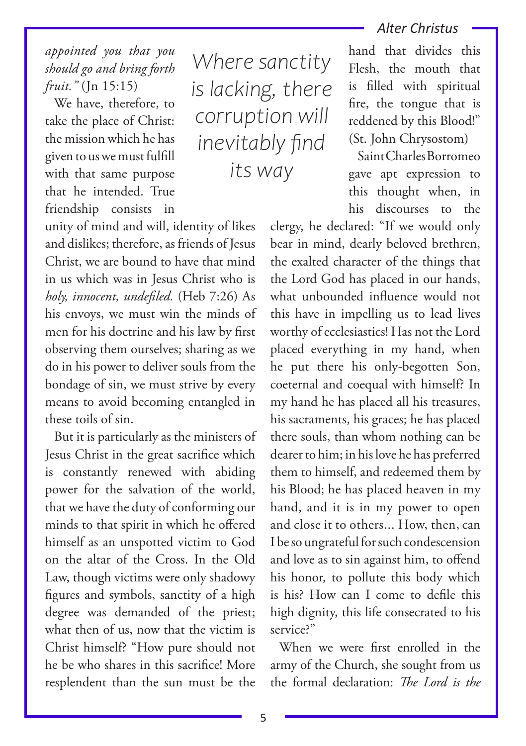*appointed you that you should go and bring forth fruit."* (Jn 15:15)

We have, therefore, to take the place of Christ: the mission which he has given to us we must fulfill with that same purpose that he intended. True friendship consists in unity of mind and will, identity of likes and dislikes; therefore, as friends of Jesus Christ, we are bound to have that mind in us which was in Jesus Christ who is *holy, innocent, undefiled.* (Heb 7:26) As his envoys, we must win the minds of men for his doctrine and his law by first observing them ourselves; sharing as we do in his power to deliver souls from the bondage of sin, we must strive by every means to avoid becoming entangled in these toils of sin.

> *Where sanctity is lacking, there corruption will inevitably find its way*

But it is particularly as the ministers of Jesus Christ in the great sacrifice which is constantly renewed with abiding power for the salvation of the world, that we have the duty of conforming our minds to that spirit in which he offered himself as an unspotted victim to God on the altar of the Cross. In the Old Law, though victims were only shadowy figures and symbols, sanctity of a high degree was demanded of the priest; what then of us, now that the victim is Christ himself? "How pure should not he be who shares in this sacrifice! More resplendent than the sun must be the hand that divides this Flesh, the mouth that is filled with spiritual fire, the tongue that is reddened by this Blood!" (St. John Chrysostom)

Saint Charles Borromeo gave apt expression to this thought when, in his discourses to the clergy, he declared: "If we would only bear in mind, dearly beloved brethren, the exalted character of the things that the Lord God has placed in our hands, what unbounded influence would not this have in impelling us to lead lives worthy of ecclesiastics! Has not the Lord placed everything in my hand, when he put there his only-begotten Son, coeternal and coequal with himself? In my hand he has placed all his treasures, his sacraments, his graces; he has placed there souls, than whom nothing can be dearer to him; in his love he has preferred them to himself, and redeemed them by his Blood; he has placed heaven in my hand, and it is in my power to open and close it to others... How, then, can I be so ungrateful for such condescension and love as to sin against him, to offend his honor, to pollute this body which is his? How can I come to defile this high dignity, this life consecrated to his service?"

When we were first enrolled in the army of the Church, she sought from us the formal declaration: *The Lord is the*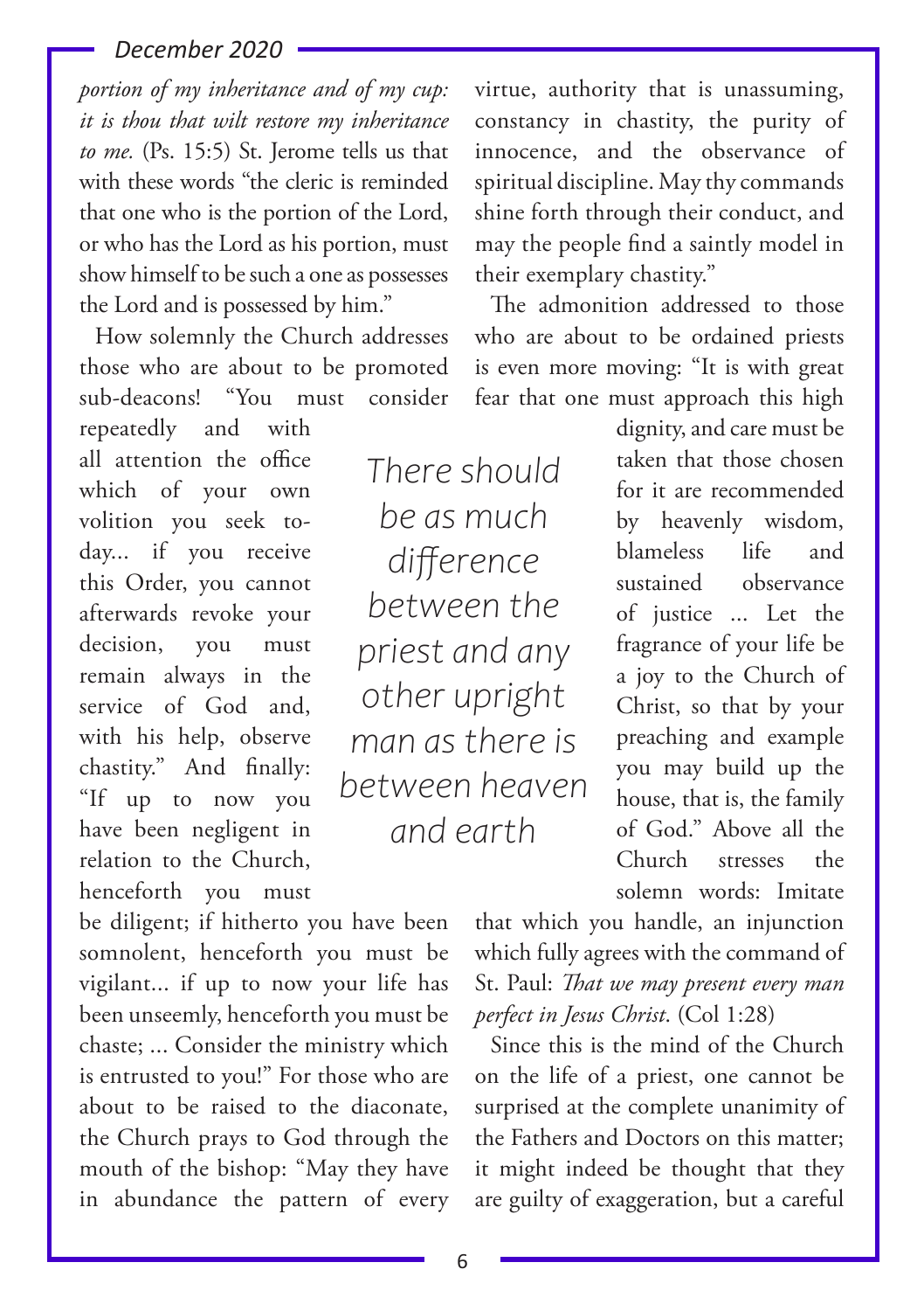*portion of my inheritance and of my cup: it is thou that wilt restore my inheritance to me.* (Ps. 15:5) St. Jerome tells us that with these words "the cleric is reminded that one who is the portion of the Lord, or who has the Lord as his portion, must show himself to be such a one as possesses the Lord and is possessed by him."

How solemnly the Church addresses those who are about to be promoted sub-deacons! "You must consider repeatedly and with all attention the office which of your own volition you seek to-day... if you receive this Order, you cannot afterwards revoke your decision, you must remain always in the service of God and, with his help, observe chastity." And finally: "If up to now you have been negligent in relation to the Church, henceforth you must be diligent; if hitherto you have been somnolent, henceforth you must be vigilant... if up to now your life has been unseemly, henceforth you must be chaste; ... Consider the ministry which is entrusted to you!" For those who are about to be raised to the diaconate, the Church prays to God through the mouth of the bishop: "May they have in abundance the pattern of every virtue, authority that is unassuming, constancy in chastity, the purity of innocence, and the observance of spiritual discipline. May thy commands shine forth through their conduct, and may the people find a saintly model in their exemplary chastity."

*There should be as much difference between the priest and any other upright man as there is between heaven and earth*

The admonition addressed to those who are about to be ordained priests is even more moving: "It is with great fear that one must approach this high dignity, and care must be taken that those chosen for it are recommended by heavenly wisdom, blameless life and sustained observance of justice ... Let the fragrance of your life be a joy to the Church of Christ, so that by your preaching and example you may build up the house, that is, the family of God." Above all the Church stresses the solemn words: Imitate that which you handle, an injunction which fully agrees with the command of St. Paul: *That we may present every man perfect in Jesus Christ.* (Col 1:28)

Since this is the mind of the Church on the life of a priest, one cannot be surprised at the complete unanimity of the Fathers and Doctors on this matter; it might indeed be thought that they are guilty of exaggeration, but a careful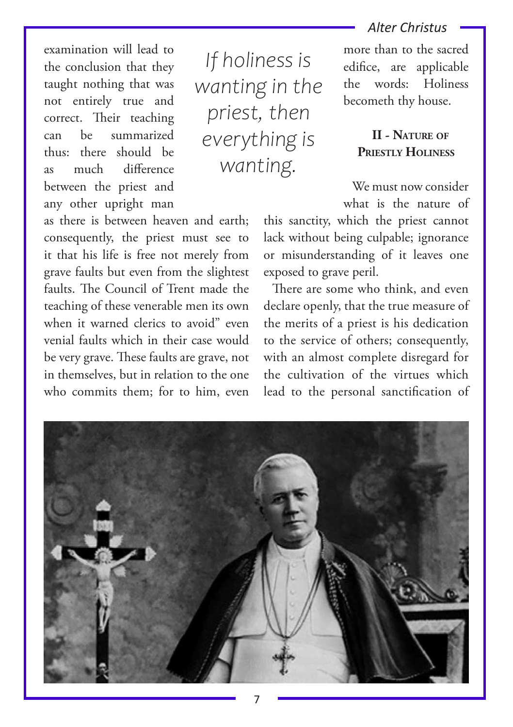examination will lead to the conclusion that they taught nothing that was not entirely true and correct. Their teaching can be summarized thus: there should be as much difference between the priest and any other upright man as there is between heaven and earth; consequently, the priest must see to it that his life is free not merely from grave faults but even from the slightest faults. The Council of Trent made the teaching of these venerable men its own when it warned clerics to avoid" even venial faults which in their case would be very grave. These faults are grave, not in themselves, but in relation to the one who commits them; for to him, even more than to the sacred edifice, are applicable the words: Holiness becometh thy house.

*If holiness is wanting in the priest, then everything is wanting.*

## II - Nature of Priestly Holiness

We must now consider what is the nature of this sanctity, which the priest cannot lack without being culpable; ignorance or misunderstanding of it leaves one exposed to grave peril.

There are some who think, and even declare openly, that the true measure of the merits of a priest is his dedication to the service of others; consequently, with an almost complete disregard for the cultivation of the virtues which lead to the personal sanctification of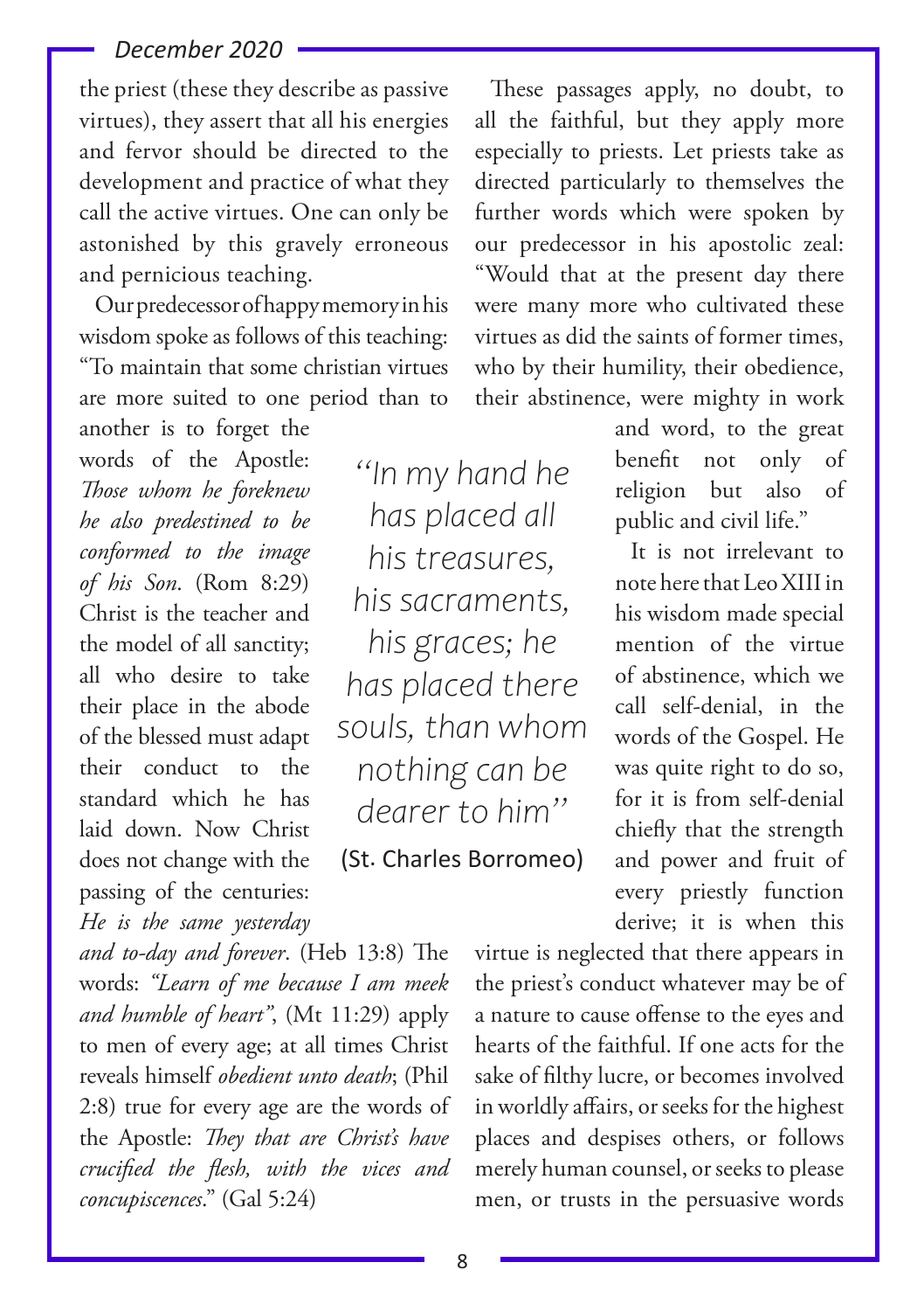the priest (these they describe as passive virtues), they assert that all his energies and fervor should be directed to the development and practice of what they call the active virtues. One can only be astonished by this gravely erroneous and pernicious teaching.

Our predecessor of happy memory in his wisdom spoke as follows of this teaching: "To maintain that some christian virtues are more suited to one period than to another is to forget the words of the Apostle: *Those whom he foreknew he also predestined to be conformed to the image of his Son*. (Rom 8:29) Christ is the teacher and the model of all sanctity; all who desire to take their place in the abode of the blessed must adapt their conduct to the standard which he has laid down. Now Christ does not change with the passing of the centuries: *He is the same yesterday and to-day and forever*. (Heb 13:8) The words: *"Learn of me because I am meek and humble of heart"*, (Mt 11:29) apply to men of every age; at all times Christ reveals himself *obedient unto death*; (Phil 2:8) true for every age are the words of the Apostle: *They that are Christ's have crucified the flesh, with the vices and concupiscences*." (Gal 5:24)

> *"In my hand he has placed all his treasures, his sacraments, his graces; he has placed there souls, than whom nothing can be dearer to him"*
>
> (St. Charles Borromeo)

These passages apply, no doubt, to all the faithful, but they apply more especially to priests. Let priests take as directed particularly to themselves the further words which were spoken by our predecessor in his apostolic zeal: "Would that at the present day there were many more who cultivated these virtues as did the saints of former times, who by their humility, their obedience, their abstinence, were mighty in work and word, to the great benefit not only of religion but also of public and civil life."

It is not irrelevant to note here that Leo XIII in his wisdom made special mention of the virtue of abstinence, which we call self-denial, in the words of the Gospel. He was quite right to do so, for it is from self-denial chiefly that the strength and power and fruit of every priestly function derive; it is when this virtue is neglected that there appears in the priest's conduct whatever may be of a nature to cause offense to the eyes and hearts of the faithful. If one acts for the sake of filthy lucre, or becomes involved in worldly affairs, or seeks for the highest places and despises others, or follows merely human counsel, or seeks to please men, or trusts in the persuasive words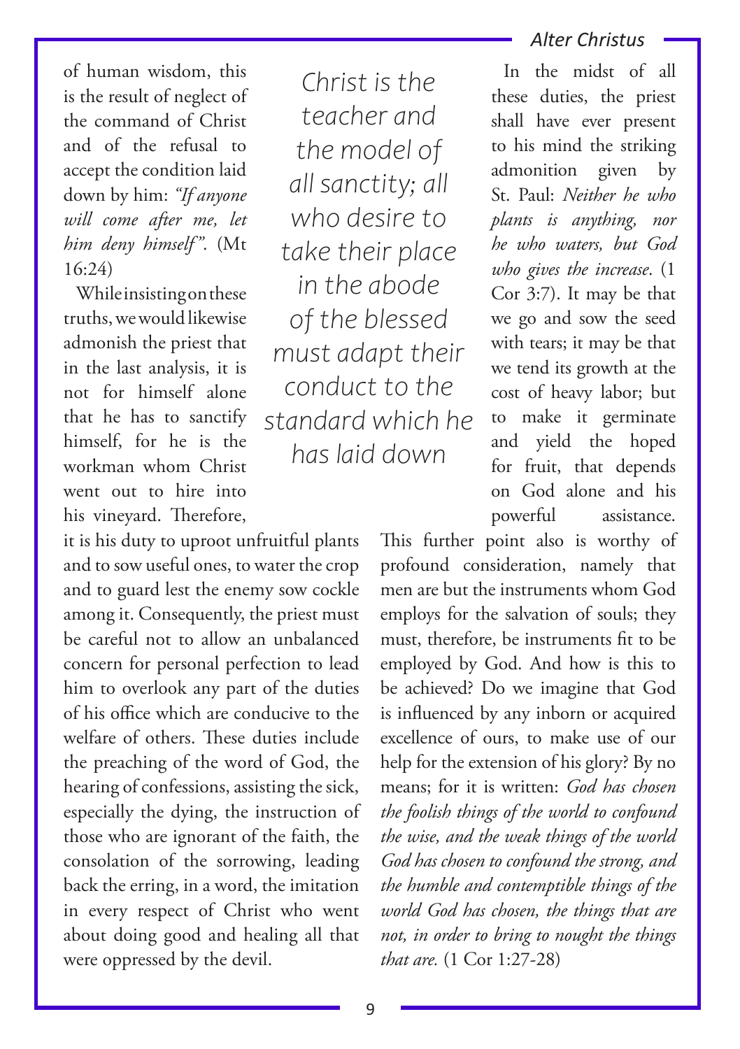of human wisdom, this is the result of neglect of the command of Christ and of the refusal to accept the condition laid down by him: *"If anyone will come after me, let him deny himself"*. (Mt 16:24)

While insisting on these truths, we would likewise admonish the priest that in the last analysis, it is not for himself alone that he has to sanctify himself, for he is the workman whom Christ went out to hire into his vineyard. Therefore, it is his duty to uproot unfruitful plants and to sow useful ones, to water the crop and to guard lest the enemy sow cockle among it. Consequently, the priest must be careful not to allow an unbalanced concern for personal perfection to lead him to overlook any part of the duties of his office which are conducive to the welfare of others. These duties include the preaching of the word of God, the hearing of confessions, assisting the sick, especially the dying, the instruction of those who are ignorant of the faith, the consolation of the sorrowing, leading back the erring, in a word, the imitation in every respect of Christ who went about doing good and healing all that were oppressed by the devil.

> *Christ is the teacher and the model of all sanctity; all who desire to take their place in the abode of the blessed must adapt their conduct to the standard which he has laid down*

In the midst of all these duties, the priest shall have ever present to his mind the striking admonition given by St. Paul: *Neither he who plants is anything, nor he who waters, but God who gives the increase*. (1 Cor 3:7). It may be that we go and sow the seed with tears; it may be that we tend its growth at the cost of heavy labor; but to make it germinate and yield the hoped for fruit, that depends on God alone and his powerful assistance. This further point also is worthy of profound consideration, namely that men are but the instruments whom God employs for the salvation of souls; they must, therefore, be instruments fit to be employed by God. And how is this to be achieved? Do we imagine that God is influenced by any inborn or acquired excellence of ours, to make use of our help for the extension of his glory? By no means; for it is written: *God has chosen the foolish things of the world to confound the wise, and the weak things of the world God has chosen to confound the strong, and the humble and contemptible things of the world God has chosen, the things that are not, in order to bring to nought the things that are.* (1 Cor 1:27-28)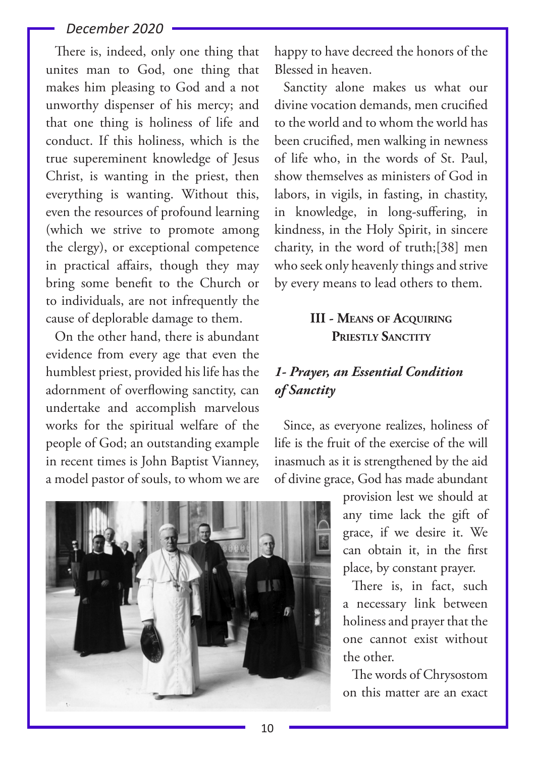There is, indeed, only one thing that unites man to God, one thing that makes him pleasing to God and a not unworthy dispenser of his mercy; and that one thing is holiness of life and conduct. If this holiness, which is the true supereminent knowledge of Jesus Christ, is wanting in the priest, then everything is wanting. Without this, even the resources of profound learning (which we strive to promote among the clergy), or exceptional competence in practical affairs, though they may bring some benefit to the Church or to individuals, are not infrequently the cause of deplorable damage to them.

On the other hand, there is abundant evidence from every age that even the humblest priest, provided his life has the adornment of overflowing sanctity, can undertake and accomplish marvelous works for the spiritual welfare of the people of God; an outstanding example in recent times is John Baptist Vianney, a model pastor of souls, to whom we are happy to have decreed the honors of the Blessed in heaven.

Sanctity alone makes us what our divine vocation demands, men crucified to the world and to whom the world has been crucified, men walking in newness of life who, in the words of St. Paul, show themselves as ministers of God in labors, in vigils, in fasting, in chastity, in knowledge, in long-suffering, in kindness, in the Holy Spirit, in sincere charity, in the word of truth;[38] men who seek only heavenly things and strive by every means to lead others to them.

## III - Means of Acquiring Priestly Sanctity

### *1- Prayer, an Essential Condition of Sanctity*

Since, as everyone realizes, holiness of life is the fruit of the exercise of the will inasmuch as it is strengthened by the aid of divine grace, God has made abundant provision lest we should at any time lack the gift of grace, if we desire it. We can obtain it, in the first place, by constant prayer.

There is, in fact, such a necessary link between holiness and prayer that the one cannot exist without the other.

The words of Chrysostom on this matter are an exact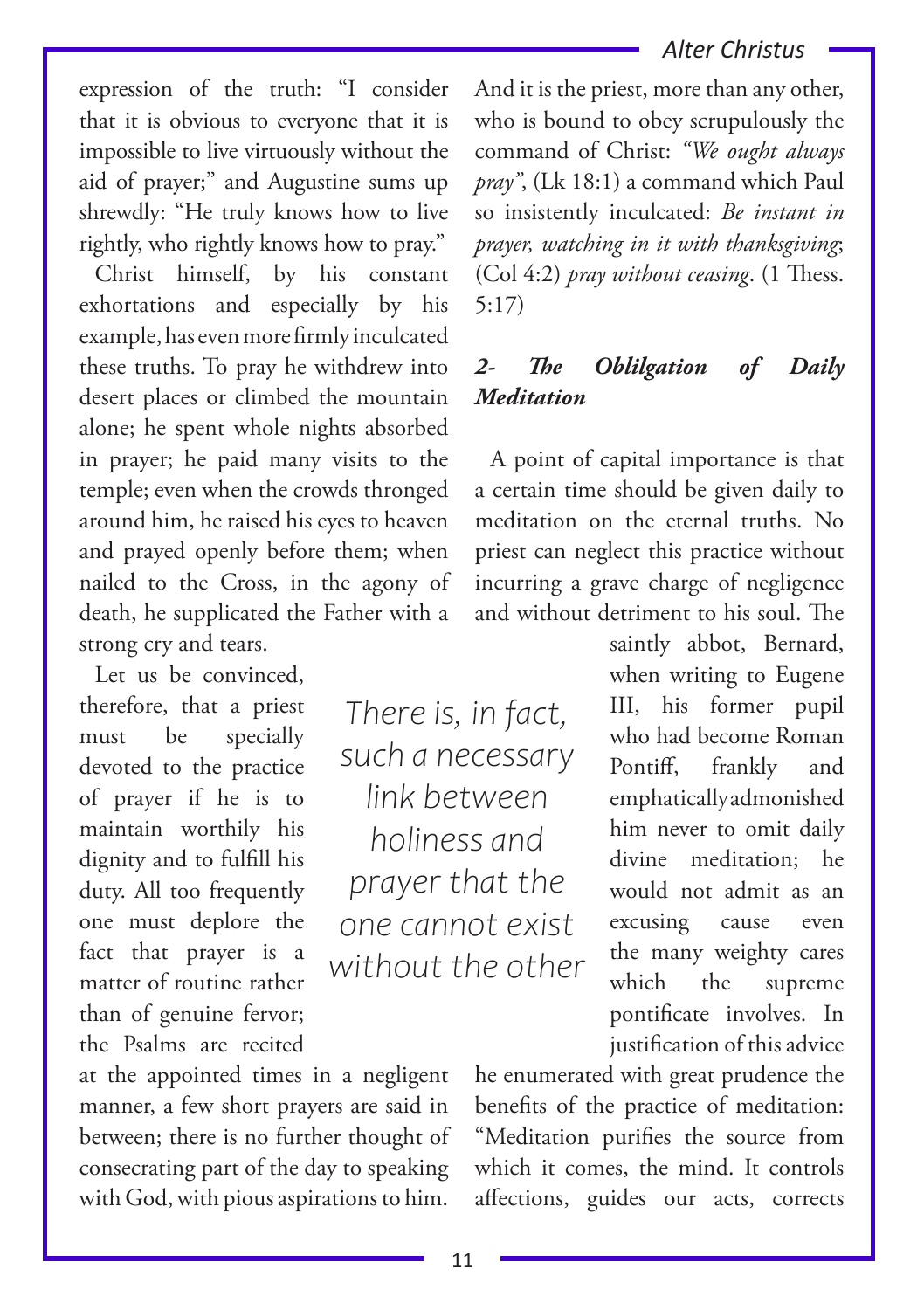expression of the truth: "I consider that it is obvious to everyone that it is impossible to live virtuously without the aid of prayer;" and Augustine sums up shrewdly: "He truly knows how to live rightly, who rightly knows how to pray."

Christ himself, by his constant exhortations and especially by his example, has even more firmly inculcated these truths. To pray he withdrew into desert places or climbed the mountain alone; he spent whole nights absorbed in prayer; he paid many visits to the temple; even when the crowds thronged around him, he raised his eyes to heaven and prayed openly before them; when nailed to the Cross, in the agony of death, he supplicated the Father with a strong cry and tears.

Let us be convinced, therefore, that a priest must be specially devoted to the practice of prayer if he is to maintain worthily his dignity and to fulfill his duty. All too frequently one must deplore the fact that prayer is a matter of routine rather than of genuine fervor; the Psalms are recited at the appointed times in a negligent manner, a few short prayers are said in between; there is no further thought of consecrating part of the day to speaking with God, with pious aspirations to him.

> There is, in fact, such a necessary link between holiness and prayer that the one cannot exist without the other

And it is the priest, more than any other, who is bound to obey scrupulously the command of Christ: *"We ought always pray"*, (Lk 18:1) a command which Paul so insistently inculcated: *Be instant in prayer, watching in it with thanksgiving*; (Col 4:2) *pray without ceasing*. (1 Thess. 5:17)

### *2- The Oblilgation of Daily Meditation*

A point of capital importance is that a certain time should be given daily to meditation on the eternal truths. No priest can neglect this practice without incurring a grave charge of negligence and without detriment to his soul. The saintly abbot, Bernard, when writing to Eugene III, his former pupil who had become Roman Pontiff, frankly and emphatically admonished him never to omit daily divine meditation; he would not admit as an excusing cause even the many weighty cares which the supreme pontificate involves. In justification of this advice he enumerated with great prudence the benefits of the practice of meditation: "Meditation purifies the source from which it comes, the mind. It controls affections, guides our acts, corrects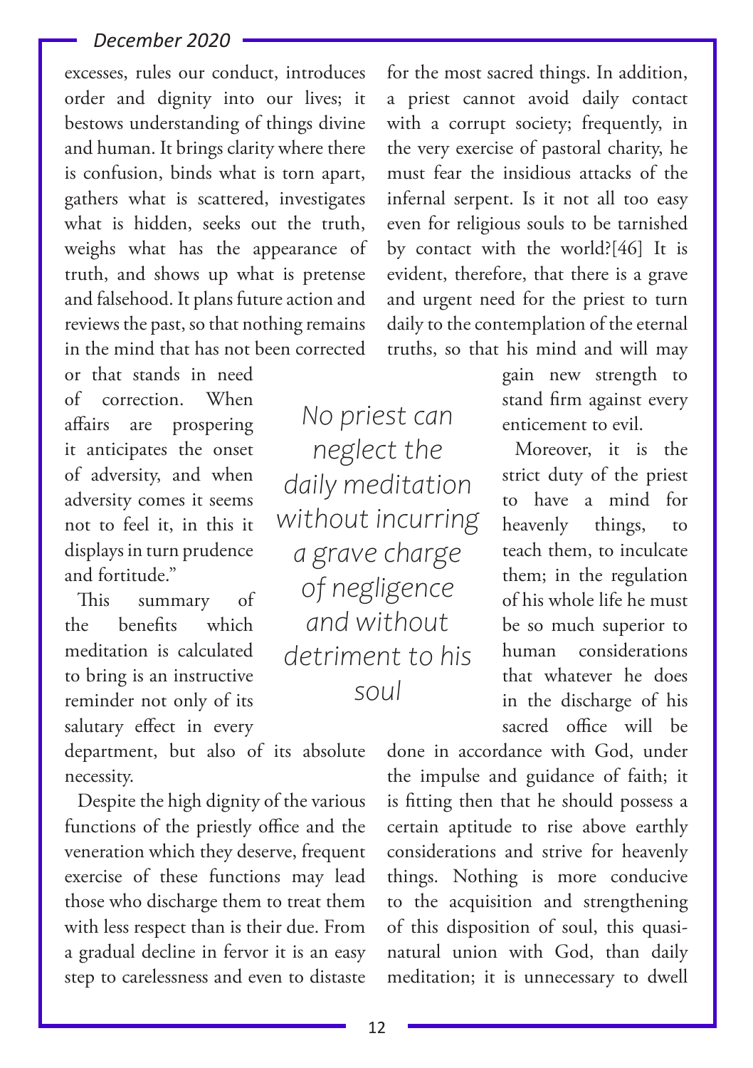excesses, rules our conduct, introduces order and dignity into our lives; it bestows understanding of things divine and human. It brings clarity where there is confusion, binds what is torn apart, gathers what is scattered, investigates what is hidden, seeks out the truth, weighs what has the appearance of truth, and shows up what is pretense and falsehood. It plans future action and reviews the past, so that nothing remains in the mind that has not been corrected or that stands in need of correction. When affairs are prospering it anticipates the onset of adversity, and when adversity comes it seems not to feel it, in this it displays in turn prudence and fortitude."

This summary of the benefits which meditation is calculated to bring is an instructive reminder not only of its salutary effect in every department, but also of its absolute necessity.

*No priest can neglect the daily meditation without incurring a grave charge of negligence and without detriment to his soul*

Despite the high dignity of the various functions of the priestly office and the veneration which they deserve, frequent exercise of these functions may lead those who discharge them to treat them with less respect than is their due. From a gradual decline in fervor it is an easy step to carelessness and even to distaste for the most sacred things. In addition, a priest cannot avoid daily contact with a corrupt society; frequently, in the very exercise of pastoral charity, he must fear the insidious attacks of the infernal serpent. Is it not all too easy even for religious souls to be tarnished by contact with the world?[46] It is evident, therefore, that there is a grave and urgent need for the priest to turn daily to the contemplation of the eternal truths, so that his mind and will may gain new strength to stand firm against every enticement to evil.

Moreover, it is the strict duty of the priest to have a mind for heavenly things, to teach them, to inculcate them; in the regulation of his whole life he must be so much superior to human considerations that whatever he does in the discharge of his sacred office will be done in accordance with God, under the impulse and guidance of faith; it is fitting then that he should possess a certain aptitude to rise above earthly considerations and strive for heavenly things. Nothing is more conducive to the acquisition and strengthening of this disposition of soul, this quasi-natural union with God, than daily meditation; it is unnecessary to dwell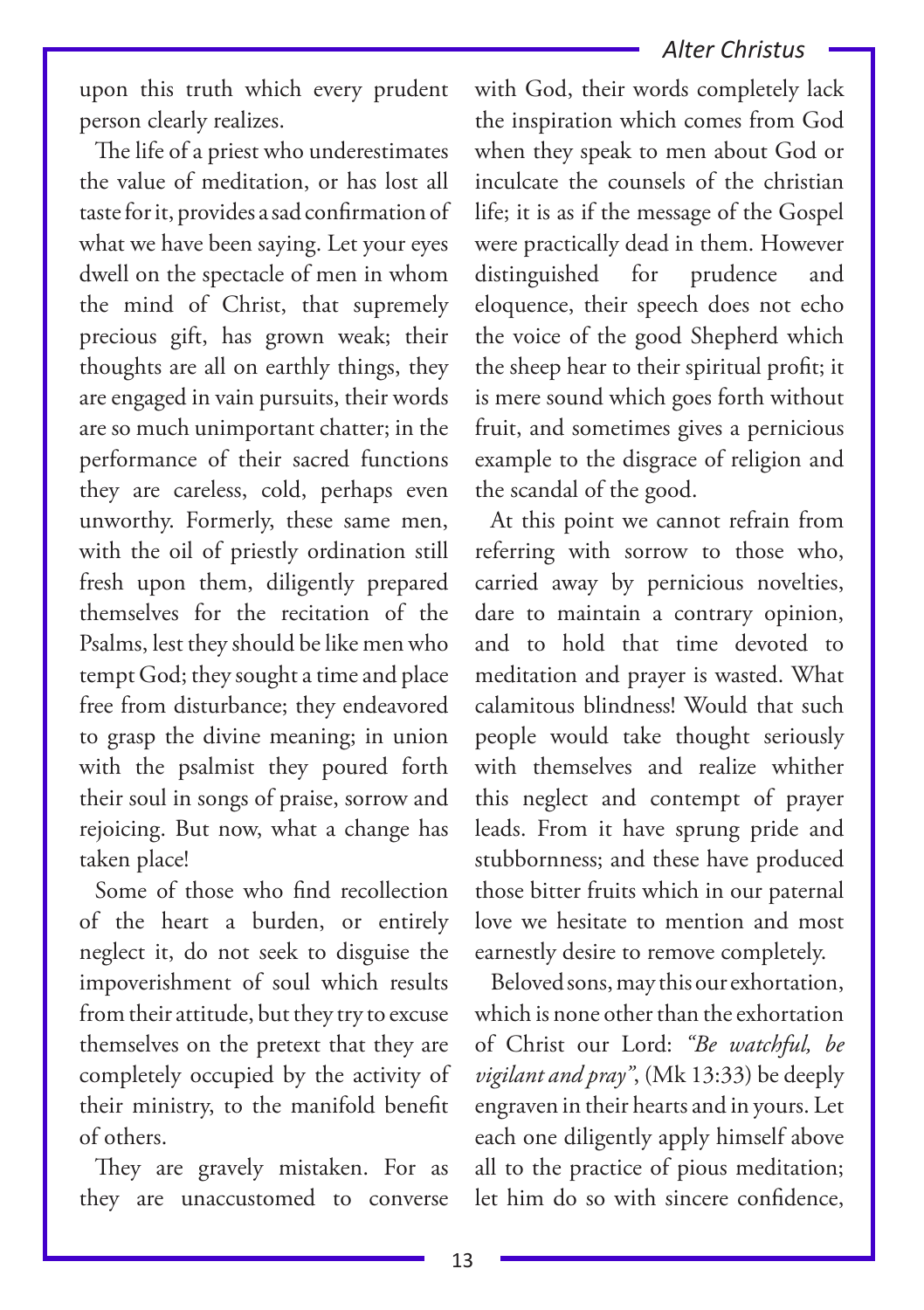upon this truth which every prudent person clearly realizes.

The life of a priest who underestimates the value of meditation, or has lost all taste for it, provides a sad confirmation of what we have been saying. Let your eyes dwell on the spectacle of men in whom the mind of Christ, that supremely precious gift, has grown weak; their thoughts are all on earthly things, they are engaged in vain pursuits, their words are so much unimportant chatter; in the performance of their sacred functions they are careless, cold, perhaps even unworthy. Formerly, these same men, with the oil of priestly ordination still fresh upon them, diligently prepared themselves for the recitation of the Psalms, lest they should be like men who tempt God; they sought a time and place free from disturbance; they endeavored to grasp the divine meaning; in union with the psalmist they poured forth their soul in songs of praise, sorrow and rejoicing. But now, what a change has taken place!

Some of those who find recollection of the heart a burden, or entirely neglect it, do not seek to disguise the impoverishment of soul which results from their attitude, but they try to excuse themselves on the pretext that they are completely occupied by the activity of their ministry, to the manifold benefit of others.

They are gravely mistaken. For as they are unaccustomed to converse with God, their words completely lack the inspiration which comes from God when they speak to men about God or inculcate the counsels of the christian life; it is as if the message of the Gospel were practically dead in them. However distinguished for prudence and eloquence, their speech does not echo the voice of the good Shepherd which the sheep hear to their spiritual profit; it is mere sound which goes forth without fruit, and sometimes gives a pernicious example to the disgrace of religion and the scandal of the good.

At this point we cannot refrain from referring with sorrow to those who, carried away by pernicious novelties, dare to maintain a contrary opinion, and to hold that time devoted to meditation and prayer is wasted. What calamitous blindness! Would that such people would take thought seriously with themselves and realize whither this neglect and contempt of prayer leads. From it have sprung pride and stubbornness; and these have produced those bitter fruits which in our paternal love we hesitate to mention and most earnestly desire to remove completely.

Beloved sons, may this our exhortation, which is none other than the exhortation of Christ our Lord: *"Be watchful, be vigilant and pray"*, (Mk 13:33) be deeply engraven in their hearts and in yours. Let each one diligently apply himself above all to the practice of pious meditation; let him do so with sincere confidence,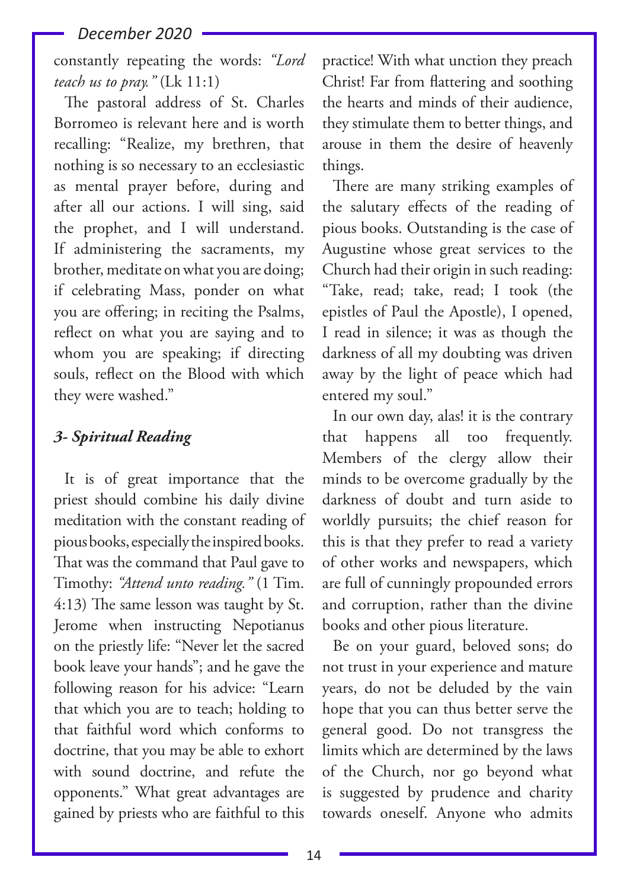constantly repeating the words: *"Lord teach us to pray."* (Lk 11:1)

The pastoral address of St. Charles Borromeo is relevant here and is worth recalling: "Realize, my brethren, that nothing is so necessary to an ecclesiastic as mental prayer before, during and after all our actions. I will sing, said the prophet, and I will understand. If administering the sacraments, my brother, meditate on what you are doing; if celebrating Mass, ponder on what you are offering; in reciting the Psalms, reflect on what you are saying and to whom you are speaking; if directing souls, reflect on the Blood with which they were washed."

### *3- Spiritual Reading*

It is of great importance that the priest should combine his daily divine meditation with the constant reading of pious books, especially the inspired books. That was the command that Paul gave to Timothy: *"Attend unto reading."* (1 Tim. 4:13) The same lesson was taught by St. Jerome when instructing Nepotianus on the priestly life: "Never let the sacred book leave your hands"; and he gave the following reason for his advice: "Learn that which you are to teach; holding to that faithful word which conforms to doctrine, that you may be able to exhort with sound doctrine, and refute the opponents." What great advantages are gained by priests who are faithful to this practice! With what unction they preach Christ! Far from flattering and soothing the hearts and minds of their audience, they stimulate them to better things, and arouse in them the desire of heavenly things.

There are many striking examples of the salutary effects of the reading of pious books. Outstanding is the case of Augustine whose great services to the Church had their origin in such reading: "Take, read; take, read; I took (the epistles of Paul the Apostle), I opened, I read in silence; it was as though the darkness of all my doubting was driven away by the light of peace which had entered my soul."

In our own day, alas! it is the contrary that happens all too frequently. Members of the clergy allow their minds to be overcome gradually by the darkness of doubt and turn aside to worldly pursuits; the chief reason for this is that they prefer to read a variety of other works and newspapers, which are full of cunningly propounded errors and corruption, rather than the divine books and other pious literature.

Be on your guard, beloved sons; do not trust in your experience and mature years, do not be deluded by the vain hope that you can thus better serve the general good. Do not transgress the limits which are determined by the laws of the Church, nor go beyond what is suggested by prudence and charity towards oneself. Anyone who admits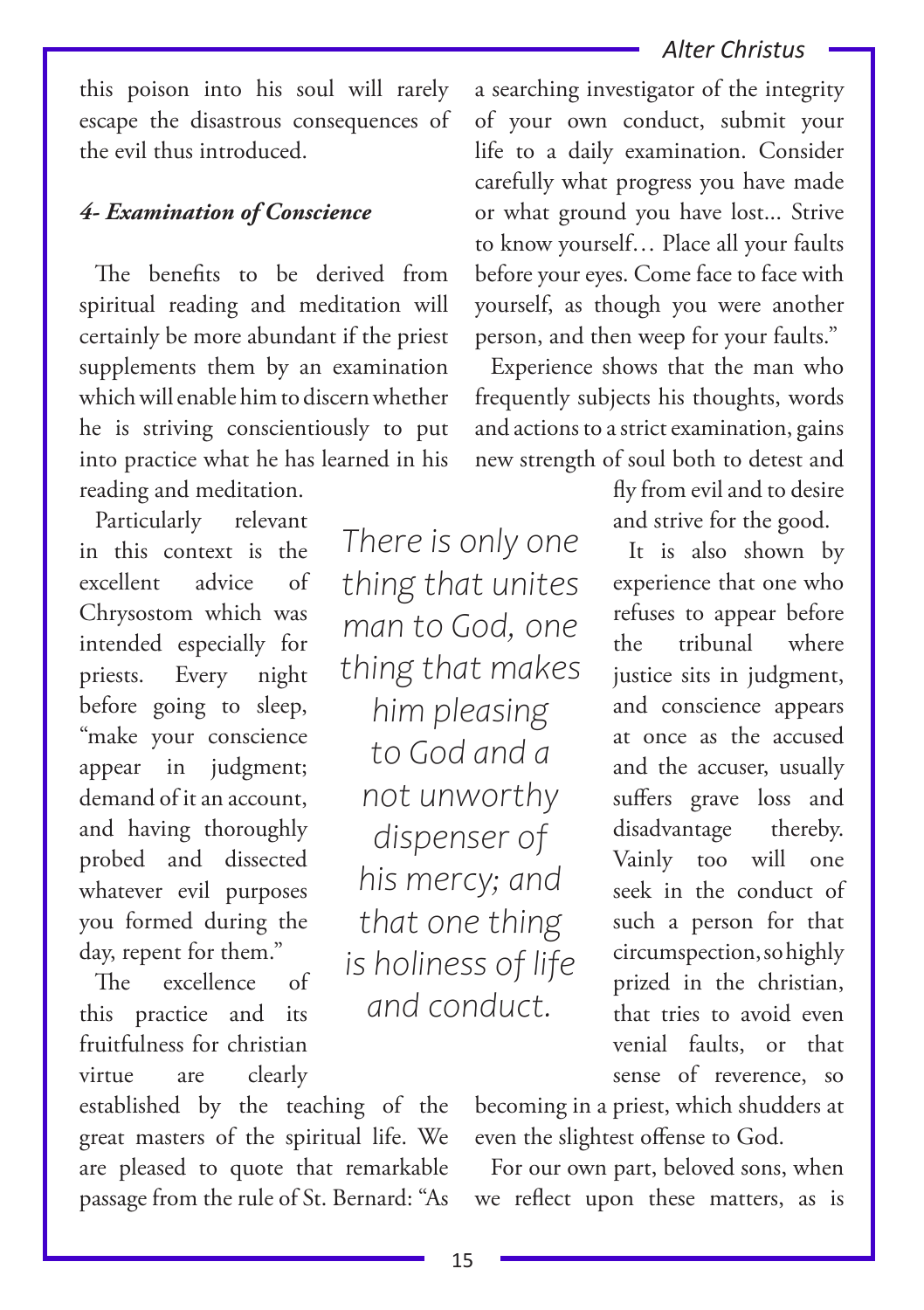this poison into his soul will rarely escape the disastrous consequences of the evil thus introduced.

#### *4- Examination of Conscience*

The benefits to be derived from spiritual reading and meditation will certainly be more abundant if the priest supplements them by an examination which will enable him to discern whether he is striving conscientiously to put into practice what he has learned in his reading and meditation.

Particularly relevant in this context is the excellent advice of Chrysostom which was intended especially for priests. Every night before going to sleep, "make your conscience appear in judgment; demand of it an account, and having thoroughly probed and dissected whatever evil purposes you formed during the day, repent for them."

The excellence of this practice and its fruitfulness for christian virtue are clearly established by the teaching of the great masters of the spiritual life. We are pleased to quote that remarkable passage from the rule of St. Bernard: "As a searching investigator of the integrity of your own conduct, submit your life to a daily examination. Consider carefully what progress you have made or what ground you have lost... Strive to know yourself… Place all your faults before your eyes. Come face to face with yourself, as though you were another person, and then weep for your faults."

Experience shows that the man who frequently subjects his thoughts, words and actions to a strict examination, gains new strength of soul both to detest and fly from evil and to desire and strive for the good.

It is also shown by experience that one who refuses to appear before the tribunal where justice sits in judgment, and conscience appears at once as the accused and the accuser, usually suffers grave loss and disadvantage thereby. Vainly too will one seek in the conduct of such a person for that circumspection, so highly prized in the christian, that tries to avoid even venial faults, or that sense of reverence, so becoming in a priest, which shudders at even the slightest offense to God.

For our own part, beloved sons, when we reflect upon these matters, as is

*There is only one thing that unites man to God, one thing that makes him pleasing to God and a not unworthy dispenser of his mercy; and that one thing is holiness of life and conduct.*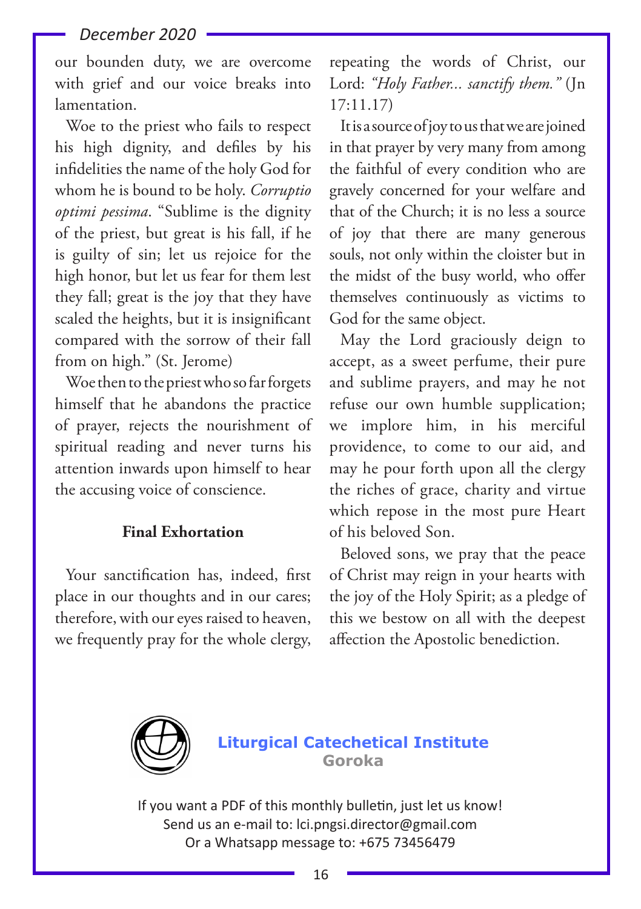our bounden duty, we are overcome with grief and our voice breaks into lamentation.

Woe to the priest who fails to respect his high dignity, and defiles by his infidelities the name of the holy God for whom he is bound to be holy. *Corruptio optimi pessima*. "Sublime is the dignity of the priest, but great is his fall, if he is guilty of sin; let us rejoice for the high honor, but let us fear for them lest they fall; great is the joy that they have scaled the heights, but it is insignificant compared with the sorrow of their fall from on high." (St. Jerome)

Woe then to the priest who so far forgets himself that he abandons the practice of prayer, rejects the nourishment of spiritual reading and never turns his attention inwards upon himself to hear the accusing voice of conscience.

**Final Exhortation**

Your sanctification has, indeed, first place in our thoughts and in our cares; therefore, with our eyes raised to heaven, we frequently pray for the whole clergy, repeating the words of Christ, our Lord: *"Holy Father... sanctify them."* (Jn 17:11.17)

It is a source of joy to us that we are joined in that prayer by very many from among the faithful of every condition who are gravely concerned for your welfare and that of the Church; it is no less a source of joy that there are many generous souls, not only within the cloister but in the midst of the busy world, who offer themselves continuously as victims to God for the same object.

May the Lord graciously deign to accept, as a sweet perfume, their pure and sublime prayers, and may he not refuse our own humble supplication; we implore him, in his merciful providence, to come to our aid, and may he pour forth upon all the clergy the riches of grace, charity and virtue which repose in the most pure Heart of his beloved Son.

Beloved sons, we pray that the peace of Christ may reign in your hearts with the joy of the Holy Spirit; as a pledge of this we bestow on all with the deepest affection the Apostolic benediction.

**Liturgical Catechetical Institute**
**Goroka**

If you want a PDF of this monthly bulletin, just let us know!
Send us an e-mail to: lci.pngsi.director@gmail.com
Or a Whatsapp message to: +675 73456479